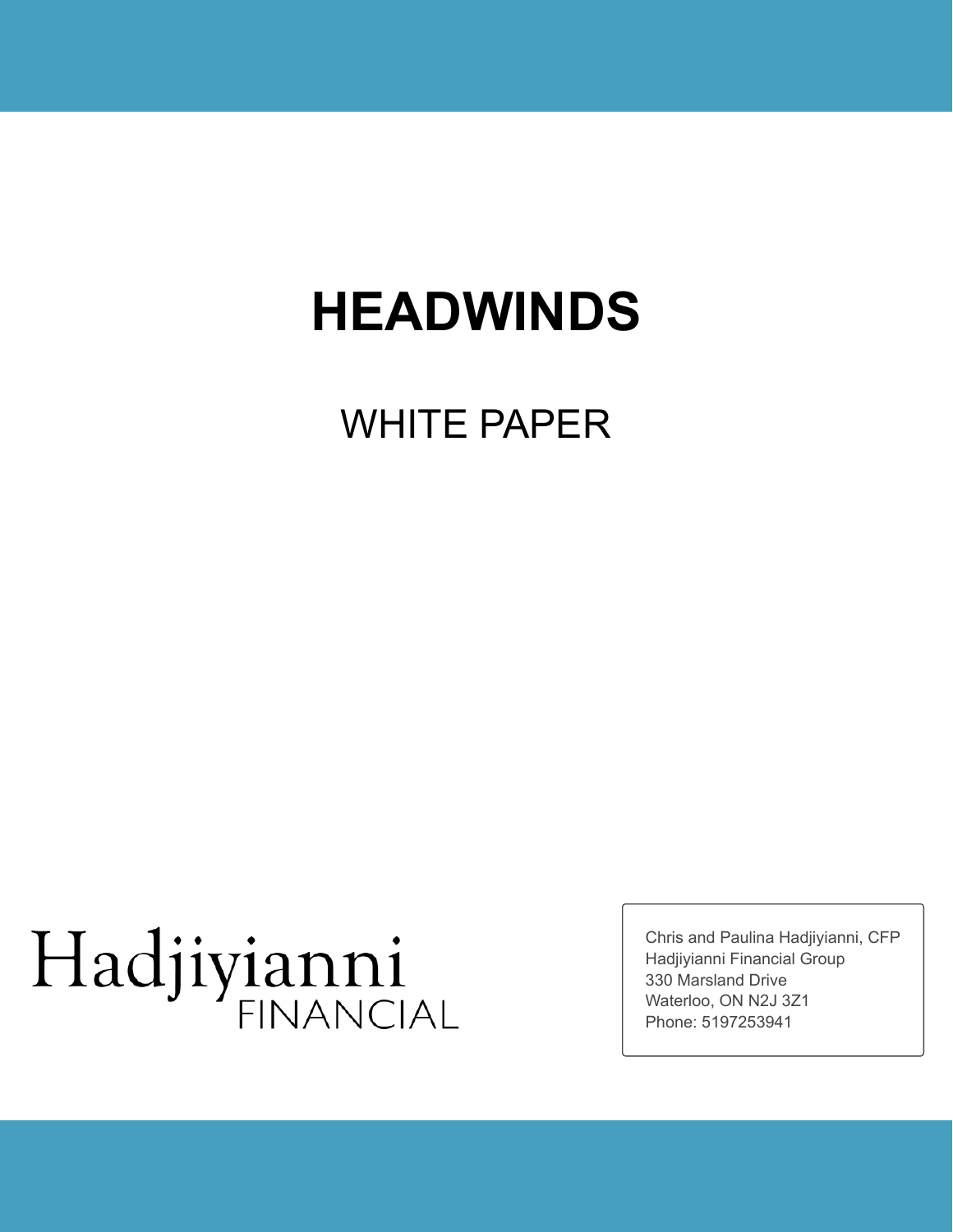# HEADWINDS

## WHITE PAPER

Hadjiyianni
FINANCIAL

Chris and Paulina Hadjiyianni, CFP
Hadjiyianni Financial Group
330 Marsland Drive
Waterloo, ON N2J 3Z1
Phone: 5197253941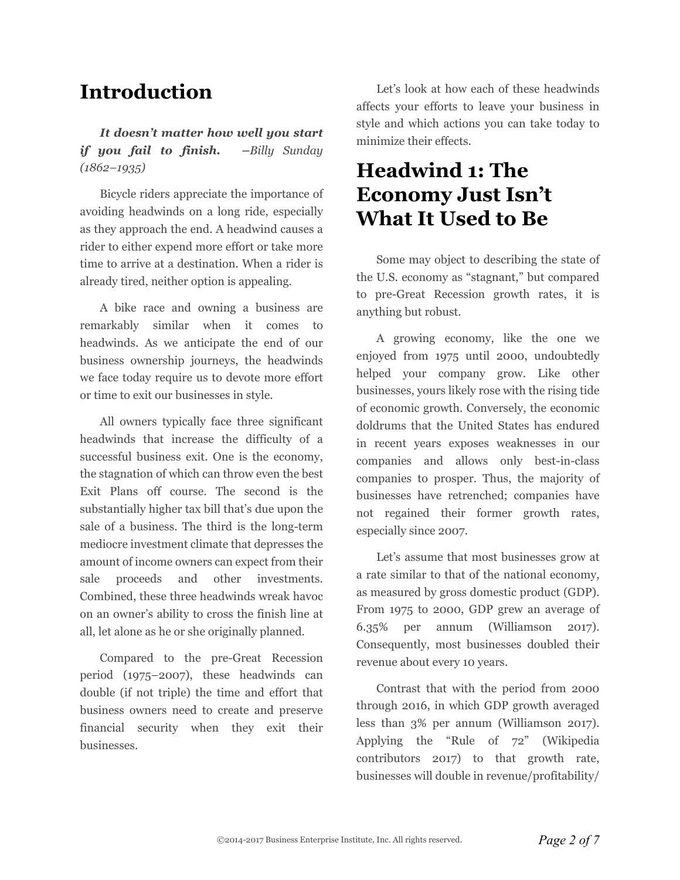# Introduction

***It doesn't matter how well you start if you fail to finish.*** *–Billy Sunday (1862–1935)*

Bicycle riders appreciate the importance of avoiding headwinds on a long ride, especially as they approach the end. A headwind causes a rider to either expend more effort or take more time to arrive at a destination. When a rider is already tired, neither option is appealing.

A bike race and owning a business are remarkably similar when it comes to headwinds. As we anticipate the end of our business ownership journeys, the headwinds we face today require us to devote more effort or time to exit our businesses in style.

All owners typically face three significant headwinds that increase the difficulty of a successful business exit. One is the economy, the stagnation of which can throw even the best Exit Plans off course. The second is the substantially higher tax bill that's due upon the sale of a business. The third is the long-term mediocre investment climate that depresses the amount of income owners can expect from their sale proceeds and other investments. Combined, these three headwinds wreak havoc on an owner's ability to cross the finish line at all, let alone as he or she originally planned.

Compared to the pre-Great Recession period (1975–2007), these headwinds can double (if not triple) the time and effort that business owners need to create and preserve financial security when they exit their businesses.

Let's look at how each of these headwinds affects your efforts to leave your business in style and which actions you can take today to minimize their effects.

# Headwind 1: The Economy Just Isn't What It Used to Be

Some may object to describing the state of the U.S. economy as "stagnant," but compared to pre-Great Recession growth rates, it is anything but robust.

A growing economy, like the one we enjoyed from 1975 until 2000, undoubtedly helped your company grow. Like other businesses, yours likely rose with the rising tide of economic growth. Conversely, the economic doldrums that the United States has endured in recent years exposes weaknesses in our companies and allows only best-in-class companies to prosper. Thus, the majority of businesses have retrenched; companies have not regained their former growth rates, especially since 2007.

Let's assume that most businesses grow at a rate similar to that of the national economy, as measured by gross domestic product (GDP). From 1975 to 2000, GDP grew an average of 6.35% per annum (Williamson 2017). Consequently, most businesses doubled their revenue about every 10 years.

Contrast that with the period from 2000 through 2016, in which GDP growth averaged less than 3% per annum (Williamson 2017). Applying the "Rule of 72" (Wikipedia contributors 2017) to that growth rate, businesses will double in revenue/profitability/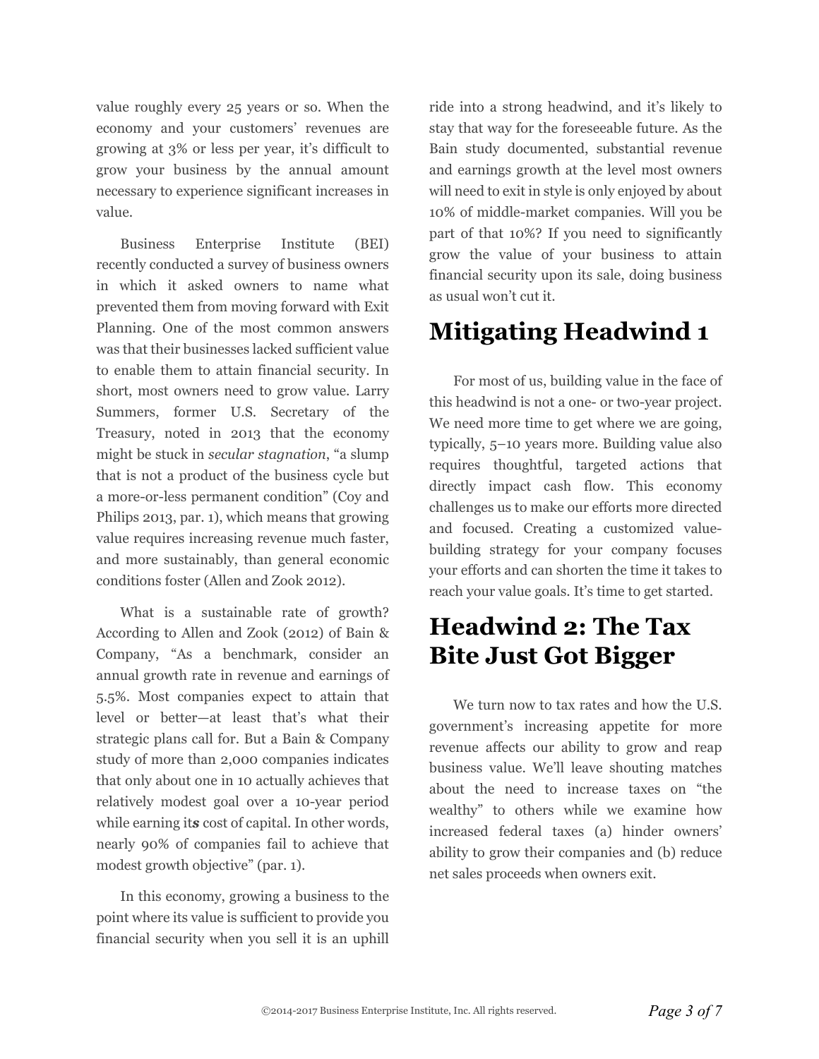value roughly every 25 years or so. When the economy and your customers' revenues are growing at 3% or less per year, it's difficult to grow your business by the annual amount necessary to experience significant increases in value.

Business Enterprise Institute (BEI) recently conducted a survey of business owners in which it asked owners to name what prevented them from moving forward with Exit Planning. One of the most common answers was that their businesses lacked sufficient value to enable them to attain financial security. In short, most owners need to grow value. Larry Summers, former U.S. Secretary of the Treasury, noted in 2013 that the economy might be stuck in *secular stagnation*, "a slump that is not a product of the business cycle but a more-or-less permanent condition" (Coy and Philips 2013, par. 1), which means that growing value requires increasing revenue much faster, and more sustainably, than general economic conditions foster (Allen and Zook 2012).

What is a sustainable rate of growth? According to Allen and Zook (2012) of Bain & Company, "As a benchmark, consider an annual growth rate in revenue and earnings of 5.5%. Most companies expect to attain that level or better—at least that's what their strategic plans call for. But a Bain & Company study of more than 2,000 companies indicates that only about one in 10 actually achieves that relatively modest goal over a 10-year period while earning it***s*** cost of capital. In other words, nearly 90% of companies fail to achieve that modest growth objective" (par. 1).

In this economy, growing a business to the point where its value is sufficient to provide you financial security when you sell it is an uphill ride into a strong headwind, and it's likely to stay that way for the foreseeable future. As the Bain study documented, substantial revenue and earnings growth at the level most owners will need to exit in style is only enjoyed by about 10% of middle-market companies. Will you be part of that 10%? If you need to significantly grow the value of your business to attain financial security upon its sale, doing business as usual won't cut it.

# Mitigating Headwind 1

For most of us, building value in the face of this headwind is not a one- or two-year project. We need more time to get where we are going, typically, 5–10 years more. Building value also requires thoughtful, targeted actions that directly impact cash flow. This economy challenges us to make our efforts more directed and focused. Creating a customized value-building strategy for your company focuses your efforts and can shorten the time it takes to reach your value goals. It's time to get started.

# Headwind 2: The Tax Bite Just Got Bigger

We turn now to tax rates and how the U.S. government's increasing appetite for more revenue affects our ability to grow and reap business value. We'll leave shouting matches about the need to increase taxes on "the wealthy" to others while we examine how increased federal taxes (a) hinder owners' ability to grow their companies and (b) reduce net sales proceeds when owners exit.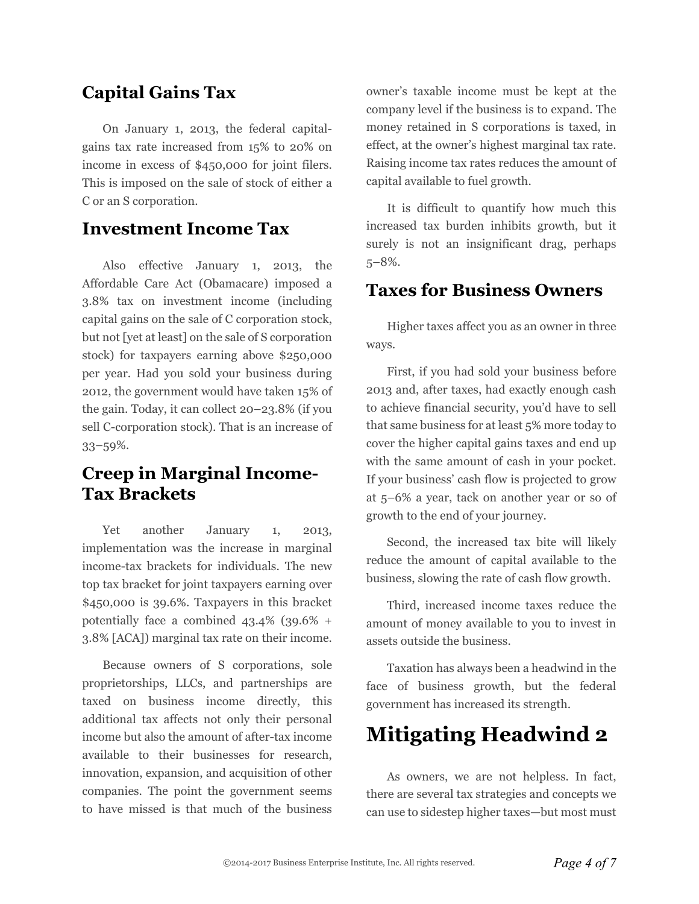## Capital Gains Tax

On January 1, 2013, the federal capital-gains tax rate increased from 15% to 20% on income in excess of $450,000 for joint filers. This is imposed on the sale of stock of either a C or an S corporation.

## Investment Income Tax

Also effective January 1, 2013, the Affordable Care Act (Obamacare) imposed a 3.8% tax on investment income (including capital gains on the sale of C corporation stock, but not [yet at least] on the sale of S corporation stock) for taxpayers earning above $250,000 per year. Had you sold your business during 2012, the government would have taken 15% of the gain. Today, it can collect 20–23.8% (if you sell C-corporation stock). That is an increase of 33–59%.

## Creep in Marginal Income-Tax Brackets

Yet another January 1, 2013, implementation was the increase in marginal income-tax brackets for individuals. The new top tax bracket for joint taxpayers earning over $450,000 is 39.6%. Taxpayers in this bracket potentially face a combined 43.4% (39.6% + 3.8% [ACA]) marginal tax rate on their income.

Because owners of S corporations, sole proprietorships, LLCs, and partnerships are taxed on business income directly, this additional tax affects not only their personal income but also the amount of after-tax income available to their businesses for research, innovation, expansion, and acquisition of other companies. The point the government seems to have missed is that much of the business owner's taxable income must be kept at the company level if the business is to expand. The money retained in S corporations is taxed, in effect, at the owner's highest marginal tax rate. Raising income tax rates reduces the amount of capital available to fuel growth.

It is difficult to quantify how much this increased tax burden inhibits growth, but it surely is not an insignificant drag, perhaps 5–8%.

## Taxes for Business Owners

Higher taxes affect you as an owner in three ways.

First, if you had sold your business before 2013 and, after taxes, had exactly enough cash to achieve financial security, you'd have to sell that same business for at least 5% more today to cover the higher capital gains taxes and end up with the same amount of cash in your pocket. If your business' cash flow is projected to grow at 5–6% a year, tack on another year or so of growth to the end of your journey.

Second, the increased tax bite will likely reduce the amount of capital available to the business, slowing the rate of cash flow growth.

Third, increased income taxes reduce the amount of money available to you to invest in assets outside the business.

Taxation has always been a headwind in the face of business growth, but the federal government has increased its strength.

# Mitigating Headwind 2

As owners, we are not helpless. In fact, there are several tax strategies and concepts we can use to sidestep higher taxes—but most must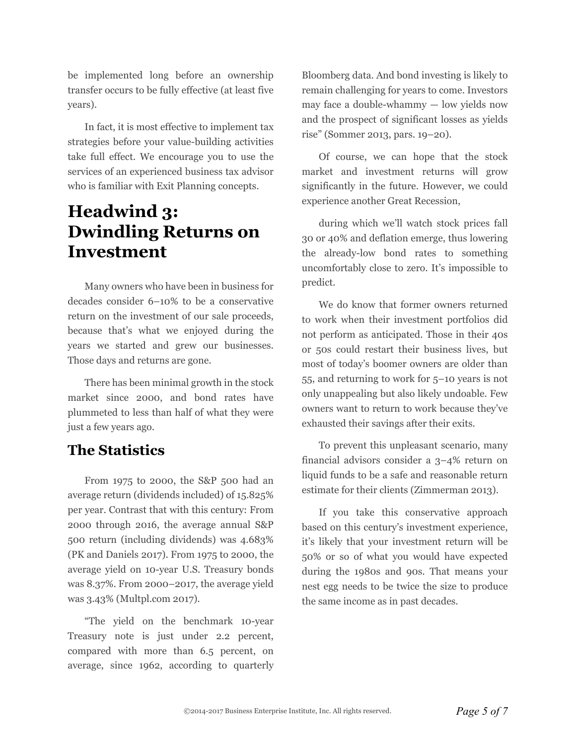be implemented long before an ownership transfer occurs to be fully effective (at least five years).

In fact, it is most effective to implement tax strategies before your value-building activities take full effect. We encourage you to use the services of an experienced business tax advisor who is familiar with Exit Planning concepts.

# Headwind 3: Dwindling Returns on Investment

Many owners who have been in business for decades consider 6–10% to be a conservative return on the investment of our sale proceeds, because that's what we enjoyed during the years we started and grew our businesses. Those days and returns are gone.

There has been minimal growth in the stock market since 2000, and bond rates have plummeted to less than half of what they were just a few years ago.

## The Statistics

From 1975 to 2000, the S&P 500 had an average return (dividends included) of 15.825% per year. Contrast that with this century: From 2000 through 2016, the average annual S&P 500 return (including dividends) was 4.683% (PK and Daniels 2017). From 1975 to 2000, the average yield on 10-year U.S. Treasury bonds was 8.37%. From 2000–2017, the average yield was 3.43% (Multpl.com 2017).

"The yield on the benchmark 10-year Treasury note is just under 2.2 percent, compared with more than 6.5 percent, on average, since 1962, according to quarterly Bloomberg data. And bond investing is likely to remain challenging for years to come. Investors may face a double-whammy — low yields now and the prospect of significant losses as yields rise" (Sommer 2013, pars. 19–20).

Of course, we can hope that the stock market and investment returns will grow significantly in the future. However, we could experience another Great Recession, during which we'll watch stock prices fall 30 or 40% and deflation emerge, thus lowering the already-low bond rates to something uncomfortably close to zero. It's impossible to predict.

We do know that former owners returned to work when their investment portfolios did not perform as anticipated. Those in their 40s or 50s could restart their business lives, but most of today's boomer owners are older than 55, and returning to work for 5–10 years is not only unappealing but also likely undoable. Few owners want to return to work because they've exhausted their savings after their exits.

To prevent this unpleasant scenario, many financial advisors consider a 3–4% return on liquid funds to be a safe and reasonable return estimate for their clients (Zimmerman 2013).

If you take this conservative approach based on this century's investment experience, it's likely that your investment return will be 50% or so of what you would have expected during the 1980s and 90s. That means your nest egg needs to be twice the size to produce the same income as in past decades.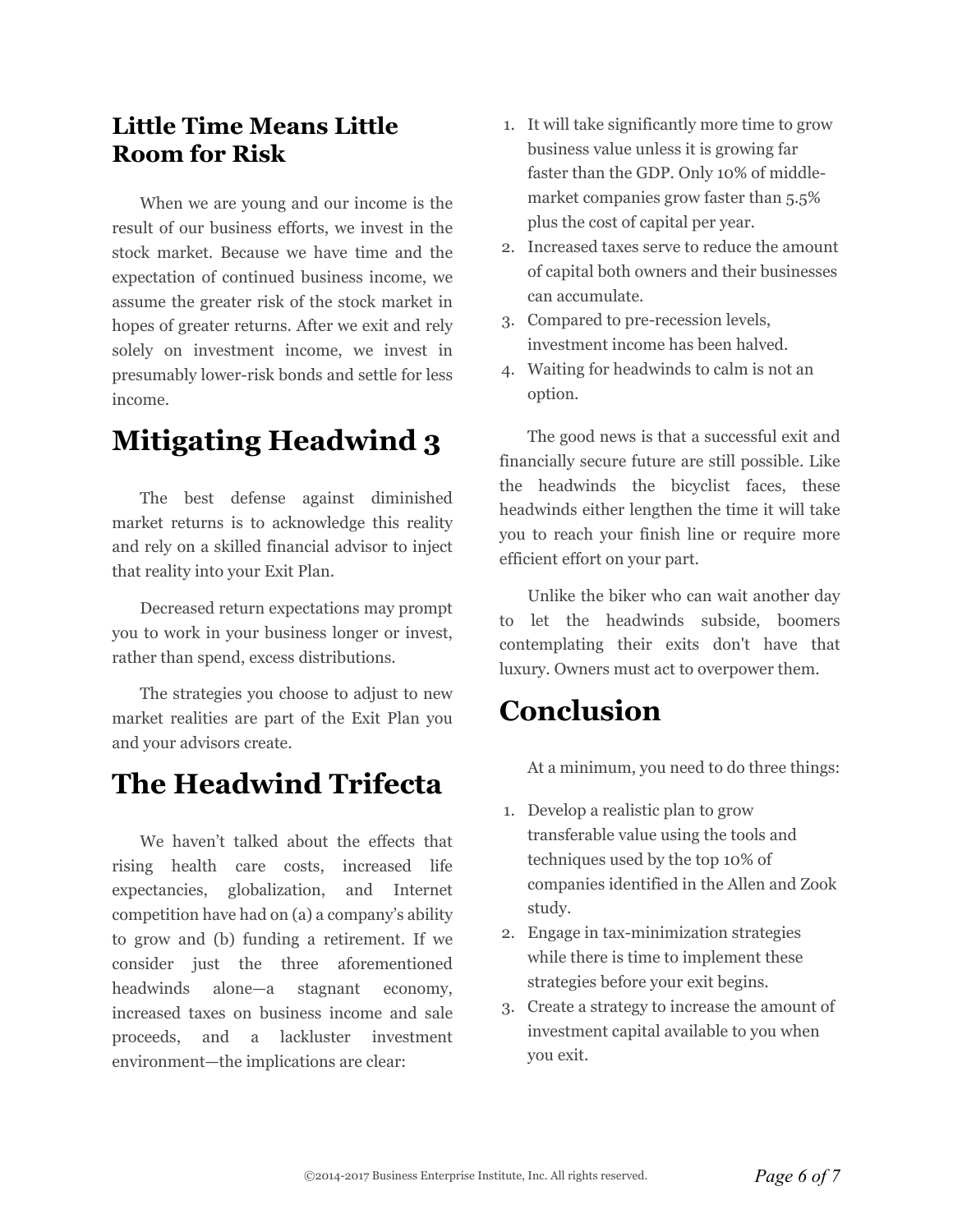### Little Time Means Little Room for Risk

When we are young and our income is the result of our business efforts, we invest in the stock market. Because we have time and the expectation of continued business income, we assume the greater risk of the stock market in hopes of greater returns. After we exit and rely solely on investment income, we invest in presumably lower-risk bonds and settle for less income.

## Mitigating Headwind 3

The best defense against diminished market returns is to acknowledge this reality and rely on a skilled financial advisor to inject that reality into your Exit Plan.

Decreased return expectations may prompt you to work in your business longer or invest, rather than spend, excess distributions.

The strategies you choose to adjust to new market realities are part of the Exit Plan you and your advisors create.

## The Headwind Trifecta

We haven't talked about the effects that rising health care costs, increased life expectancies, globalization, and Internet competition have had on (a) a company's ability to grow and (b) funding a retirement. If we consider just the three aforementioned headwinds alone—a stagnant economy, increased taxes on business income and sale proceeds, and a lackluster investment environment—the implications are clear:

1. It will take significantly more time to grow business value unless it is growing far faster than the GDP. Only 10% of middle-market companies grow faster than 5.5% plus the cost of capital per year.
2. Increased taxes serve to reduce the amount of capital both owners and their businesses can accumulate.
3. Compared to pre-recession levels, investment income has been halved.
4. Waiting for headwinds to calm is not an option.

The good news is that a successful exit and financially secure future are still possible. Like the headwinds the bicyclist faces, these headwinds either lengthen the time it will take you to reach your finish line or require more efficient effort on your part.

Unlike the biker who can wait another day to let the headwinds subside, boomers contemplating their exits don't have that luxury. Owners must act to overpower them.

## Conclusion

At a minimum, you need to do three things:

1. Develop a realistic plan to grow transferable value using the tools and techniques used by the top 10% of companies identified in the Allen and Zook study.
2. Engage in tax-minimization strategies while there is time to implement these strategies before your exit begins.
3. Create a strategy to increase the amount of investment capital available to you when you exit.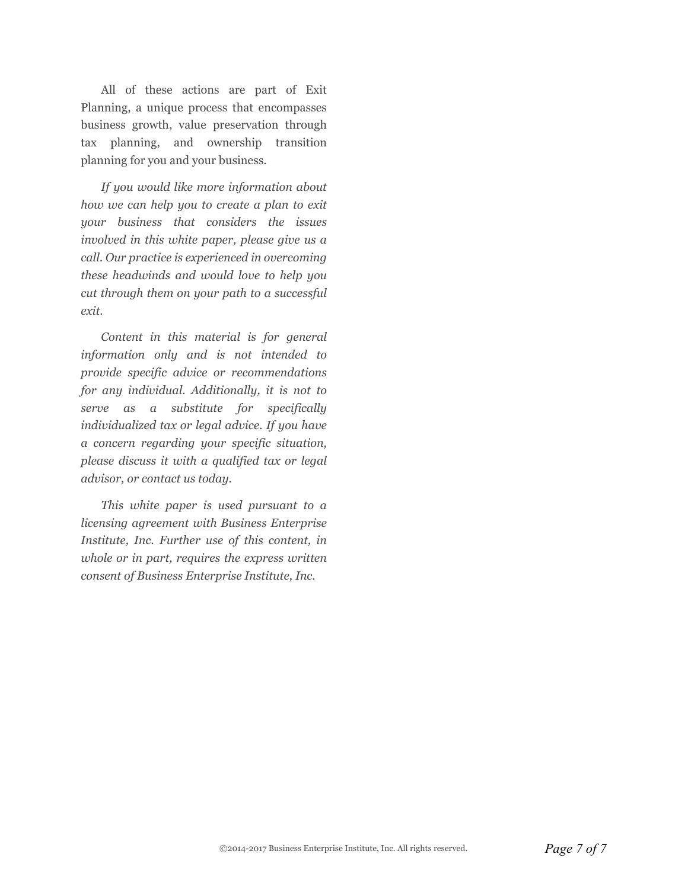All of these actions are part of Exit Planning, a unique process that encompasses business growth, value preservation through tax planning, and ownership transition planning for you and your business.

*If you would like more information about how we can help you to create a plan to exit your business that considers the issues involved in this white paper, please give us a call. Our practice is experienced in overcoming these headwinds and would love to help you cut through them on your path to a successful exit.*

*Content in this material is for general information only and is not intended to provide specific advice or recommendations for any individual. Additionally, it is not to serve as a substitute for specifically individualized tax or legal advice. If you have a concern regarding your specific situation, please discuss it with a qualified tax or legal advisor, or contact us today.*

*This white paper is used pursuant to a licensing agreement with Business Enterprise Institute, Inc. Further use of this content, in whole or in part, requires the express written consent of Business Enterprise Institute, Inc.*

©2014-2017 Business Enterprise Institute, Inc. All rights reserved.